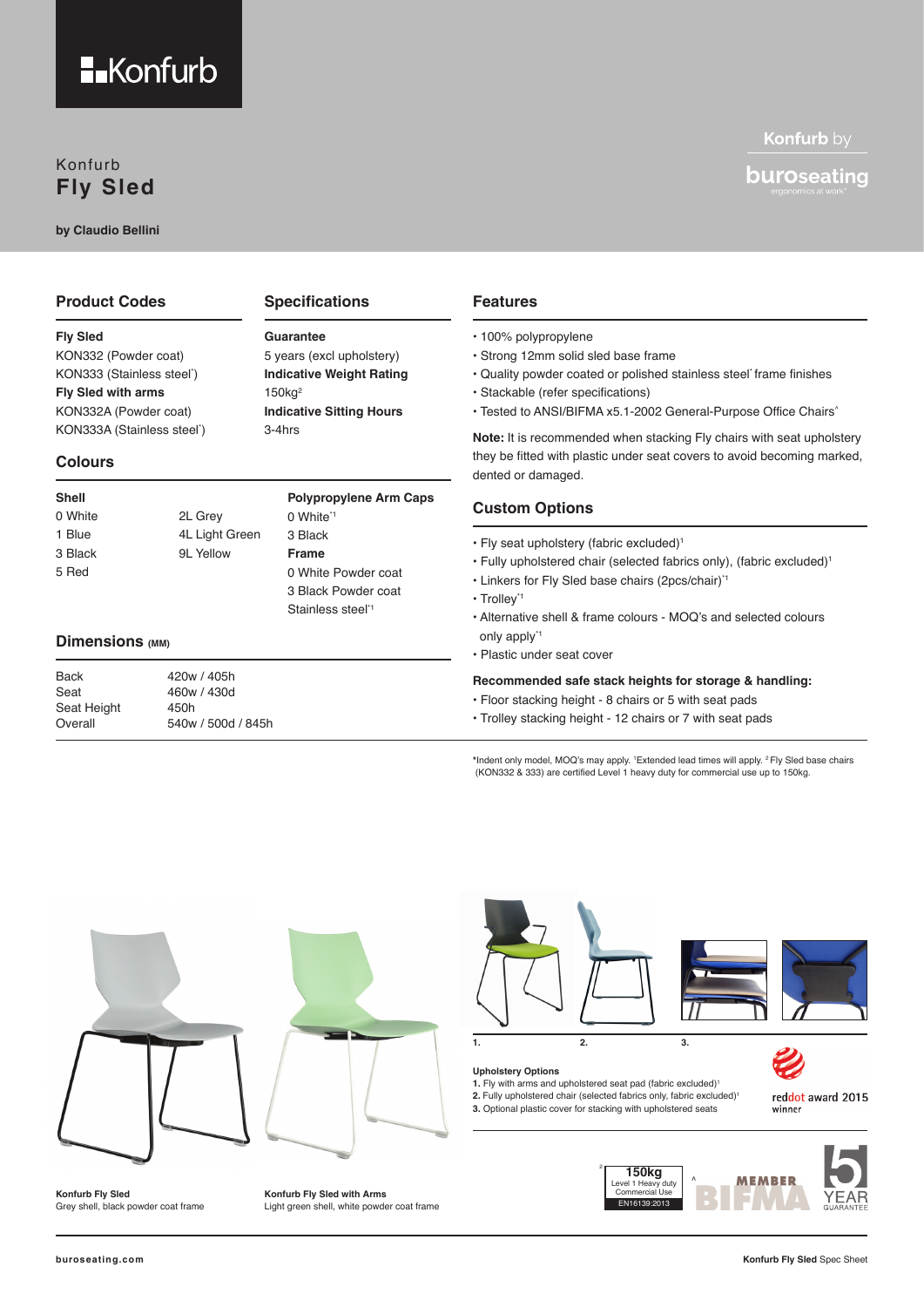Konfurb

Konfurb by buroseating

# Konfurb
# Fly Sled

**by Claudio Bellini**

## Product Codes

**Fly Sled**
KON332 (Powder coat)
KON333 (Stainless steel*)
**Fly Sled with arms**
KON332A (Powder coat)
KON333A (Stainless steel*)

## Specifications

**Guarantee**
5 years (excl upholstery)
**Indicative Weight Rating**
150kg[2]
**Indicative Sitting Hours**
3-4hrs

## Colours

**Shell**
0 White
1 Blue
3 Black
5 Red
2L Grey
4L Light Green
9L Yellow

**Polypropylene Arm Caps**
0 White*[1]
3 Black
**Frame**
0 White Powder coat
3 Black Powder coat
Stainless steel*[1]

## Dimensions (MM)

| | |
|---|---|
| Back | 420w / 405h |
| Seat | 460w / 430d |
| Seat Height | 450h |
| Overall | 540w / 500d / 845h |

## Features

- 100% polypropylene
- Strong 12mm solid sled base frame
- Quality powder coated or polished stainless steel* frame finishes
- Stackable (refer specifications)
- Tested to ANSI/BIFMA x5.1-2002 General-Purpose Office Chairs^

**Note:** It is recommended when stacking Fly chairs with seat upholstery they be fitted with plastic under seat covers to avoid becoming marked, dented or damaged.

## Custom Options

- Fly seat upholstery (fabric excluded)[1]
- Fully upholstered chair (selected fabrics only), (fabric excluded)[1]
- Linkers for Fly Sled base chairs (2pcs/chair)*[1]
- Trolley*[1]
- Alternative shell & frame colours - MOQ's and selected colours only apply*[1]
- Plastic under seat cover

**Recommended safe stack heights for storage & handling:**

- Floor stacking height - 8 chairs or 5 with seat pads
- Trolley stacking height - 12 chairs or 7 with seat pads

*Indent only model, MOQ's may apply. [1]Extended lead times will apply. [2]Fly Sled base chairs (KON332 & 333) are certified Level 1 heavy duty for commercial use up to 150kg.

**Konfurb Fly Sled**
Grey shell, black powder coat frame

**Konfurb Fly Sled with Arms**
Light green shell, white powder coat frame

**Upholstery Options**
**1.** Fly with arms and upholstered seat pad (fabric excluded)[1]
**2.** Fully upholstered chair (selected fabrics only, fabric excluded)[1]
**3.** Optional plastic cover for stacking with upholstered seats

reddot award 2015 winner

150kg Level 1 Heavy duty Commercial Use EN16139:2013

MEMBER BIFMA

5 YEAR GUARANTEE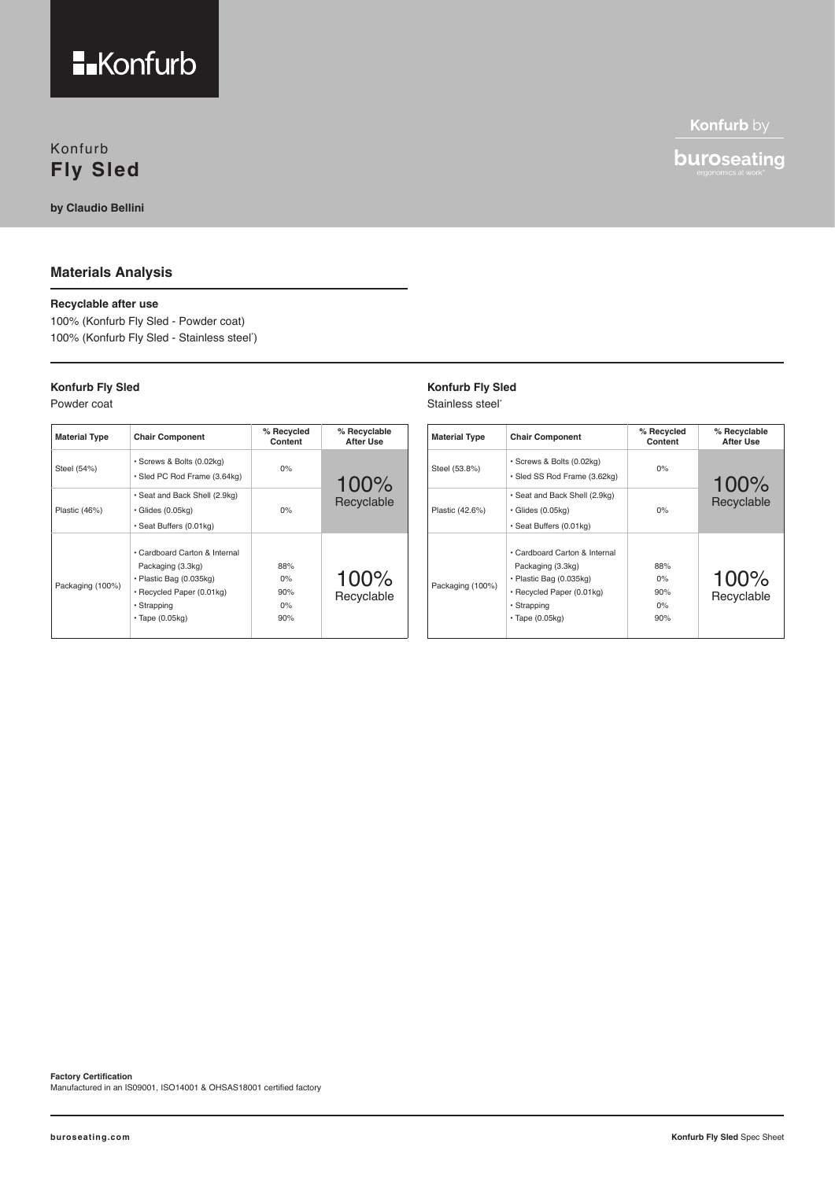Konfurb

# Konfurb **Fly Sled**

**by Claudio Bellini**

Konfurb by buroseating ergonomics at work

## Materials Analysis

**Recyclable after use**

100% (Konfurb Fly Sled - Powder coat)
100% (Konfurb Fly Sled - Stainless steel*)

### Konfurb Fly Sled

Powder coat

| Material Type | Chair Component | % Recycled Content | % Recyclable After Use |
|---|---|---|---|
| Steel (54%) | • Screws & Bolts (0.02kg)<br>• Sled PC Rod Frame (3.64kg) | 0% | 100% Recyclable |
| Plastic (46%) | • Seat and Back Shell (2.9kg)<br>• Glides (0.05kg)<br>• Seat Buffers (0.01kg) | 0% | |
| Packaging (100%) | • Cardboard Carton & Internal Packaging (3.3kg)<br>• Plastic Bag (0.035kg)<br>• Recycled Paper (0.01kg)<br>• Strapping<br>• Tape (0.05kg) | 88%<br>0%<br>90%<br>0%<br>90% | 100% Recyclable |

### Konfurb Fly Sled

Stainless steel*

| Material Type | Chair Component | % Recycled Content | % Recyclable After Use |
|---|---|---|---|
| Steel (53.8%) | • Screws & Bolts (0.02kg)<br>• Sled SS Rod Frame (3.62kg) | 0% | 100% Recyclable |
| Plastic (42.6%) | • Seat and Back Shell (2.9kg)<br>• Glides (0.05kg)<br>• Seat Buffers (0.01kg) | 0% | |
| Packaging (100%) | • Cardboard Carton & Internal Packaging (3.3kg)<br>• Plastic Bag (0.035kg)<br>• Recycled Paper (0.01kg)<br>• Strapping<br>• Tape (0.05kg) | 88%<br>0%<br>90%<br>0%<br>90% | 100% Recyclable |

**Factory Certification**
Manufactured in an IS09001, ISO14001 & OHSAS18001 certified factory